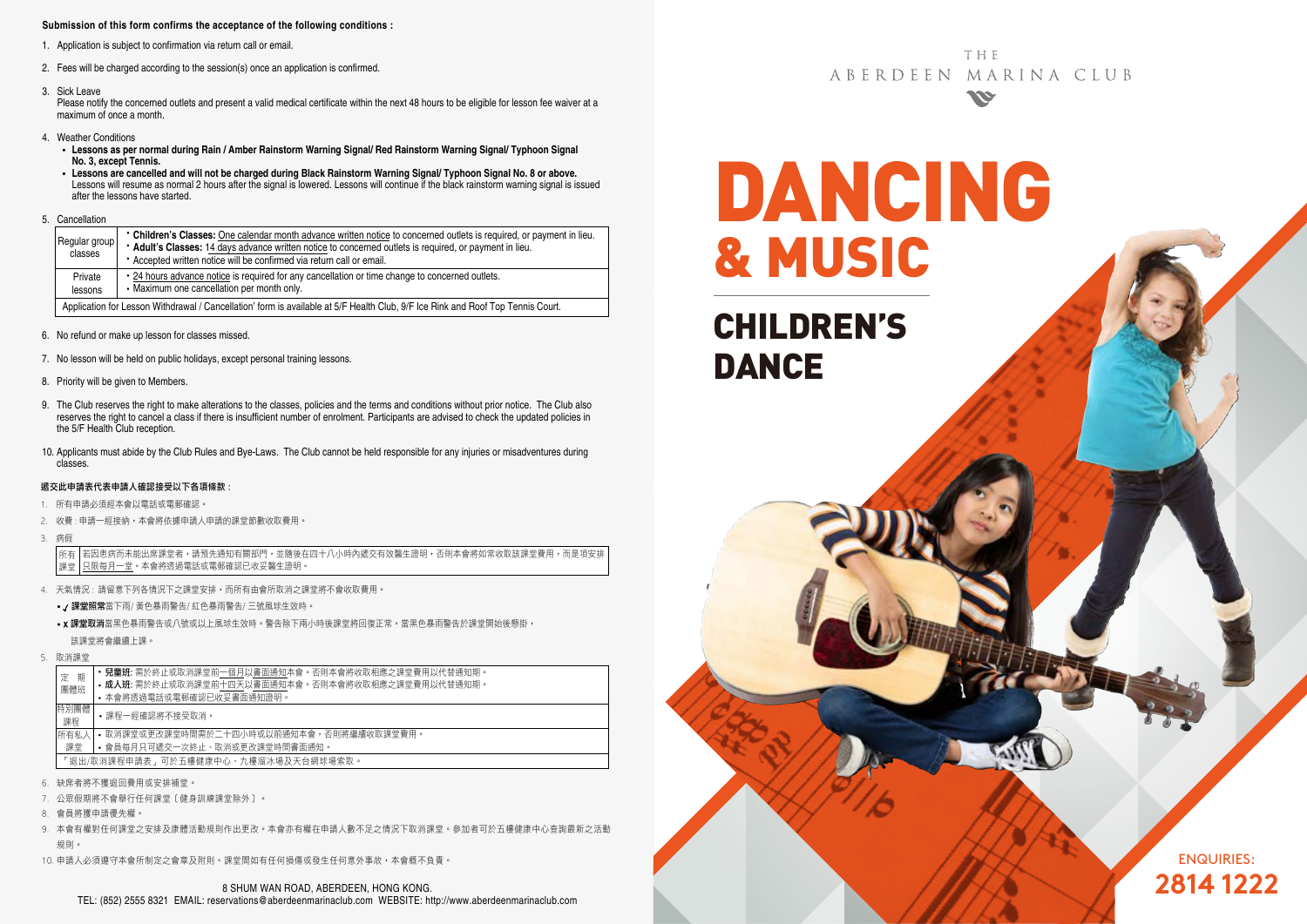**Submission of this form confirms the acceptance of the following conditions :**

1. Application is subject to confirmation via return call or email.
2. Fees will be charged according to the session(s) once an application is confirmed.
3. Sick Leave
   Please notify the concerned outlets and present a valid medical certificate within the next 48 hours to be eligible for lesson fee waiver at a maximum of once a month.
4. Weather Conditions
   - **Lessons as per normal during Rain / Amber Rainstorm Warning Signal/ Red Rainstorm Warning Signal/ Typhoon Signal No. 3, except Tennis.**
   - **Lessons are cancelled and will not be charged during Black Rainstorm Warning Signal/ Typhoon Signal No. 8 or above.** Lessons will resume as normal 2 hours after the signal is lowered. Lessons will continue if the black rainstorm warning signal is issued after the lessons have started.
5. Cancellation

| | |
|---|---|
| Regular group classes | • **Children's Classes:** One calendar month advance written notice to concerned outlets is required, or payment in lieu.<br>• **Adult's Classes:** 14 days advance written notice to concerned outlets is required, or payment in lieu.<br>• Accepted written notice will be confirmed via return call or email. |
| Private lessons | • 24 hours advance notice is required for any cancellation or time change to concerned outlets.<br>• Maximum one cancellation per month only. |
| Application for Lesson Withdrawal / Cancellation' form is available at 5/F Health Club, 9/F Ice Rink and Roof Top Tennis Court. | |

6. No refund or make up lesson for classes missed.
7. No lesson will be held on public holidays, except personal training lessons.
8. Priority will be given to Members.
9. The Club reserves the right to make alterations to the classes, policies and the terms and conditions without prior notice. The Club also reserves the right to cancel a class if there is insufficient number of enrolment. Participants are advised to check the updated policies in the 5/F Health Club reception.
10. Applicants must abide by the Club Rules and Bye-Laws. The Club cannot be held responsible for any injuries or misadventures during classes.

**遞交此申請表代表申請人確認接受以下各項條款：**

1. 所有申請必須經本會以電話或電郵確認。
2. 收費：申請一經接納，本會將依據申請人申請的課堂節數收取費用。
3. 病假

| | |
|---|---|
| 所有課堂 | 若因患病而未能出席課堂者，請預先通知有關部門，並隨後在四十八小時內遞交有效醫生證明，否則本會將如常收取該課堂費用，而是項安排只限每月一堂。本會將透過電話或電郵確認已收妥醫生證明。 |

4. 天氣情況：請留意下列各情況下之課堂安排，而所有由會所取消之課堂將不會收取費用。
   - ✓ **課堂照常**當下雨/ 黃色暴雨警告/ 紅色暴雨警告/ 三號風球生效時。
   - x **課堂取消**當黑色暴雨警告或八號或以上風球生效時。警告除下兩小時後課堂將回復正常。當黑色暴雨警告於課堂開始後懸掛，該課堂將會繼續上課。
5. 取消課堂

| | |
|---|---|
| 定期團體班 | • **兒童班**: 需於終止或取消課堂前一個月以書面通知本會。否則本會將收取相應之課堂費用以代替通知期。<br>• **成人班**: 需於終止或取消課堂前十四天以書面通知本會。否則本會將收取相應之課堂費用以代替通知期。<br>• 本會將透過電話或電郵確認已收妥書面通知證明。 |
| 特別團體課程 | • 課程一經確認將不接受取消。 |
| 所有私人課堂 | • 取消課堂或更改課堂時間需於二十四小時或以前通知本會，否則將繼續收取課堂費用。<br>• 會員每月只可遞交一次終止、取消或更改課堂時間書面通知。 |
| 「退出/取消課程申請表」可於五樓健康中心、九樓溜冰場及天台網球場索取。 | |

6. 缺席者將不獲退回費用或安排補堂。
7. 公眾假期將不會舉行任何課堂〔健身訓練課堂除外〕。
8. 會員將獲申請優先權。
9. 本會有權對任何課堂之安排及康體活動規則作出更改。本會亦有權在申請人數不足之情況下取消課堂。參加者可於五樓健康中心查詢最新之活動規則。
10. 申請人必須遵守本會所制定之會章及附則。課堂間如有任何損傷或發生任何意外事故，本會概不負責。

8 SHUM WAN ROAD, ABERDEEN, HONG KONG.
TEL: (852) 2555 8321 EMAIL: reservations@aberdeenmarinaclub.com WEBSITE: http://www.aberdeenmarinaclub.com

THE ABERDEEN MARINA CLUB

# DANCING & MUSIC

## CHILDREN'S DANCE

ENQUIRIES:
**2814 1222**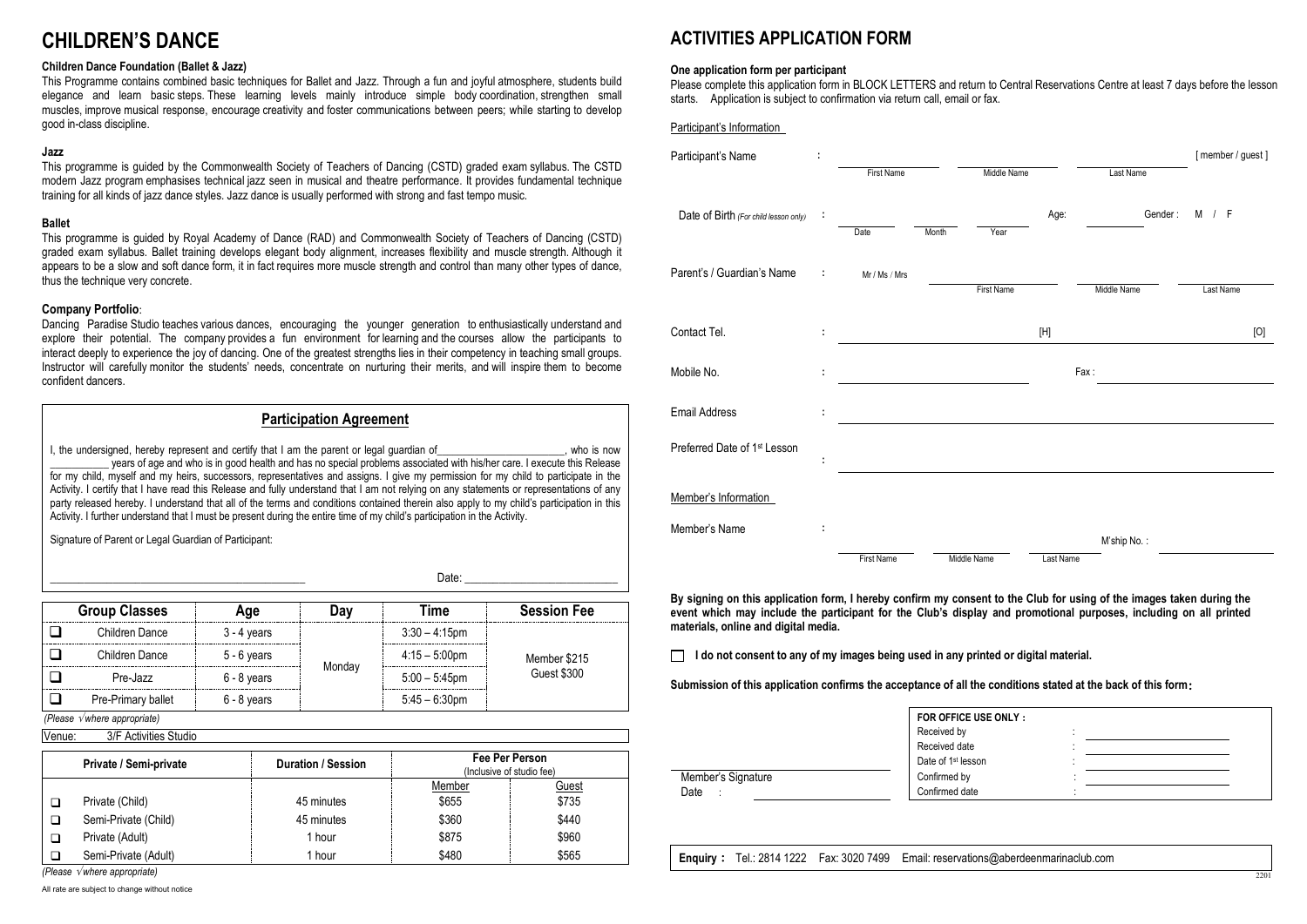# CHILDREN'S DANCE

### Children Dance Foundation (Ballet & Jazz)

This Programme contains combined basic techniques for Ballet and Jazz. Through a fun and joyful atmosphere, students build elegance and learn basic steps. These learning levels mainly introduce simple body coordination, strengthen small muscles, improve musical response, encourage creativity and foster communications between peers; while starting to develop good in-class discipline.

### Jazz

This programme is guided by the Commonwealth Society of Teachers of Dancing (CSTD) graded exam syllabus. The CSTD modern Jazz program emphasises technical jazz seen in musical and theatre performance. It provides fundamental technique training for all kinds of jazz dance styles. Jazz dance is usually performed with strong and fast tempo music.

### Ballet

This programme is guided by Royal Academy of Dance (RAD) and Commonwealth Society of Teachers of Dancing (CSTD) graded exam syllabus. Ballet training develops elegant body alignment, increases flexibility and muscle strength. Although it appears to be a slow and soft dance form, it in fact requires more muscle strength and control than many other types of dance, thus the technique very concrete.

### Company Portfolio:

Dancing Paradise Studio teaches various dances, encouraging the younger generation to enthusiastically understand and explore their potential. The company provides a fun environment for learning and the courses allow the participants to interact deeply to experience the joy of dancing. One of the greatest strengths lies in their competency in teaching small groups. Instructor will carefully monitor the students' needs, concentrate on nurturing their merits, and will inspire them to become confident dancers.

## Participation Agreement

I, the undersigned, hereby represent and certify that I am the parent or legal guardian of_______________________, who is now ___________ years of age and who is in good health and has no special problems associated with his/her care. I execute this Release for my child, myself and my heirs, successors, representatives and assigns. I give my permission for my child to participate in the Activity. I certify that I have read this Release and fully understand that I am not relying on any statements or representations of any party released hereby. I understand that all of the terms and conditions contained therein also apply to my child's participation in this Activity. I further understand that I must be present during the entire time of my child's participation in the Activity.

Signature of Parent or Legal Guardian of Participant:

_____________________________________________ Date: ___________________________

| | Group Classes | Age | Day | Time | Session Fee |
|---|---|---|---|---|---|
| ❑ | Children Dance | 3 - 4 years | Monday | 3:30 – 4:15pm | Member $215<br>Guest $300 |
| ❑ | Children Dance | 5 - 6 years | | 4:15 – 5:00pm | |
| ❑ | Pre-Jazz | 6 - 8 years | | 5:00 – 5:45pm | |
| ❑ | Pre-Primary ballet | 6 - 8 years | | 5:45 – 6:30pm | |

*(Please √ where appropriate)*

Venue: 3/F Activities Studio

| | Private / Semi-private | Duration / Session | Fee Per Person (Inclusive of studio fee) | |
|---|---|---|---|---|
| | | | Member | Guest |
| ❑ | Private (Child) | 45 minutes | $655 | $735 |
| ❑ | Semi-Private (Child) | 45 minutes | $360 | $440 |
| ❑ | Private (Adult) | 1 hour | $875 | $960 |
| ❑ | Semi-Private (Adult) | 1 hour | $480 | $565 |

*(Please √ where appropriate)*

All rate are subject to change without notice

# ACTIVITIES APPLICATION FORM

**One application form per participant**

Please complete this application form in BLOCK LETTERS and return to Central Reservations Centre at least 7 days before the lesson starts. Application is subject to confirmation via return call, email or fax.

Participant's Information

Participant's Name : ____________ First Name ____________ Middle Name ____________ Last Name [ member / guest ]

Date of Birth *(For child lesson only)* : ______ Date ______ Month ______ Year Age: ______ Gender : M / F

Parent's / Guardian's Name : Mr / Ms / Mrs ____________ First Name ____________ Middle Name ____________ Last Name

Contact Tel. : ______________________ [H] ______________________ [O]

Mobile No. : ______________________ Fax : ______________________

Email Address : ____________________________________________

Preferred Date of 1st Lesson : ____________________________________________

Member's Information

Member's Name : ____________ First Name ____________ Middle Name ____________ Last Name M'ship No. : ____________

**By signing on this application form, I hereby confirm my consent to the Club for using of the images taken during the event which may include the participant for the Club's display and promotional purposes, including on all printed materials, online and digital media.**

☐ **I do not consent to any of my images being used in any printed or digital material.**

**Submission of this application confirms the acceptance of all the conditions stated at the back of this form:**

______________________
Member's Signature
Date : ______________________

**FOR OFFICE USE ONLY :**
Received by : ______________________
Received date : ______________________
Date of 1st lesson : ______________________
Confirmed by : ______________________
Confirmed date : ______________________

**Enquiry :** Tel.: 2814 1222 Fax: 3020 7499 Email: reservations@aberdeenmarinaclub.com

2201